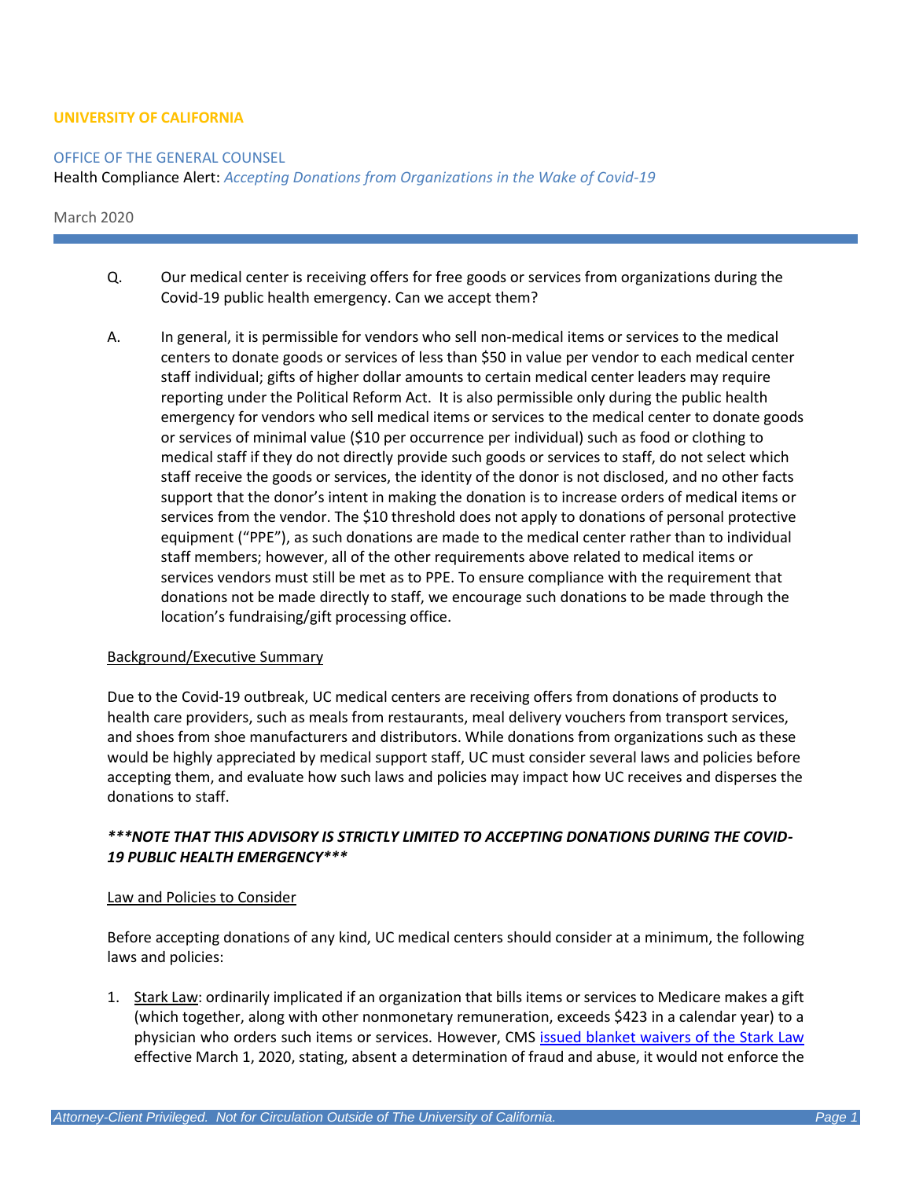**UNIVERSITY OF CALIFORNIA**

OFFICE OF THE GENERAL COUNSEL

Health Compliance Alert: *Accepting Donations from Organizations in the Wake of Covid-19*

March 2020

---

Q. Our medical center is receiving offers for free goods or services from organizations during the Covid-19 public health emergency. Can we accept them?

A. In general, it is permissible for vendors who sell non-medical items or services to the medical centers to donate goods or services of less than $50 in value per vendor to each medical center staff individual; gifts of higher dollar amounts to certain medical center leaders may require reporting under the Political Reform Act. It is also permissible only during the public health emergency for vendors who sell medical items or services to the medical center to donate goods or services of minimal value ($10 per occurrence per individual) such as food or clothing to medical staff if they do not directly provide such goods or services to staff, do not select which staff receive the goods or services, the identity of the donor is not disclosed, and no other facts support that the donor's intent in making the donation is to increase orders of medical items or services from the vendor. The $10 threshold does not apply to donations of personal protective equipment ("PPE"), as such donations are made to the medical center rather than to individual staff members; however, all of the other requirements above related to medical items or services vendors must still be met as to PPE. To ensure compliance with the requirement that donations not be made directly to staff, we encourage such donations to be made through the location's fundraising/gift processing office.

<u>Background/Executive Summary</u>

Due to the Covid-19 outbreak, UC medical centers are receiving offers from donations of products to health care providers, such as meals from restaurants, meal delivery vouchers from transport services, and shoes from shoe manufacturers and distributors. While donations from organizations such as these would be highly appreciated by medical support staff, UC must consider several laws and policies before accepting them, and evaluate how such laws and policies may impact how UC receives and disperses the donations to staff.

***\*\*\*NOTE THAT THIS ADVISORY IS STRICTLY LIMITED TO ACCEPTING DONATIONS DURING THE COVID-19 PUBLIC HEALTH EMERGENCY\*\*\****

<u>Law and Policies to Consider</u>

Before accepting donations of any kind, UC medical centers should consider at a minimum, the following laws and policies:

1. <u>Stark Law</u>: ordinarily implicated if an organization that bills items or services to Medicare makes a gift (which together, along with other nonmonetary remuneration, exceeds $423 in a calendar year) to a physician who orders such items or services. However, CMS [issued blanket waivers of the Stark Law]() effective March 1, 2020, stating, absent a determination of fraud and abuse, it would not enforce the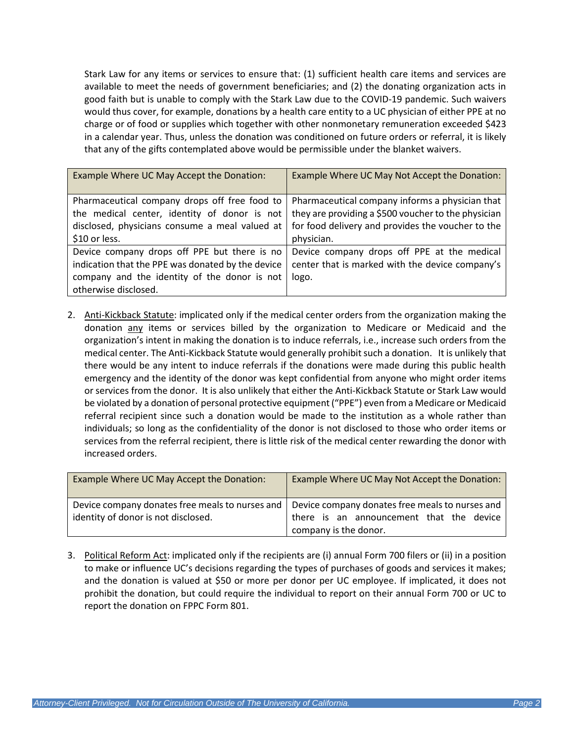Stark Law for any items or services to ensure that: (1) sufficient health care items and services are available to meet the needs of government beneficiaries; and (2) the donating organization acts in good faith but is unable to comply with the Stark Law due to the COVID-19 pandemic. Such waivers would thus cover, for example, donations by a health care entity to a UC physician of either PPE at no charge or of food or supplies which together with other nonmonetary remuneration exceeded $423 in a calendar year. Thus, unless the donation was conditioned on future orders or referral, it is likely that any of the gifts contemplated above would be permissible under the blanket waivers.

| Example Where UC May Accept the Donation: | Example Where UC May Not Accept the Donation: |
|---|---|
| Pharmaceutical company drops off free food to the medical center, identity of donor is not disclosed, physicians consume a meal valued at $10 or less. | Pharmaceutical company informs a physician that they are providing a $500 voucher to the physician for food delivery and provides the voucher to the physician. |
| Device company drops off PPE but there is no indication that the PPE was donated by the device company and the identity of the donor is not otherwise disclosed. | Device company drops off PPE at the medical center that is marked with the device company's logo. |

2. <u>Anti-Kickback Statute</u>: implicated only if the medical center orders from the organization making the donation <u>any</u> items or services billed by the organization to Medicare or Medicaid and the organization's intent in making the donation is to induce referrals, i.e., increase such orders from the medical center. The Anti-Kickback Statute would generally prohibit such a donation. It is unlikely that there would be any intent to induce referrals if the donations were made during this public health emergency and the identity of the donor was kept confidential from anyone who might order items or services from the donor. It is also unlikely that either the Anti-Kickback Statute or Stark Law would be violated by a donation of personal protective equipment ("PPE") even from a Medicare or Medicaid referral recipient since such a donation would be made to the institution as a whole rather than individuals; so long as the confidentiality of the donor is not disclosed to those who order items or services from the referral recipient, there is little risk of the medical center rewarding the donor with increased orders.

| Example Where UC May Accept the Donation: | Example Where UC May Not Accept the Donation: |
|---|---|
| Device company donates free meals to nurses and identity of donor is not disclosed. | Device company donates free meals to nurses and there is an announcement that the device company is the donor. |

3. <u>Political Reform Act</u>: implicated only if the recipients are (i) annual Form 700 filers or (ii) in a position to make or influence UC's decisions regarding the types of purchases of goods and services it makes; and the donation is valued at $50 or more per donor per UC employee. If implicated, it does not prohibit the donation, but could require the individual to report on their annual Form 700 or UC to report the donation on FPPC Form 801.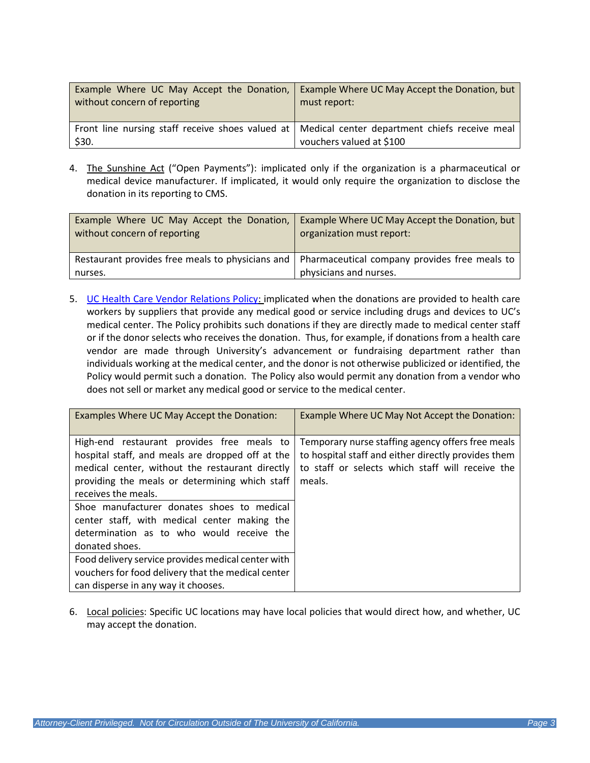| Example Where UC May Accept the Donation, without concern of reporting | Example Where UC May Accept the Donation, but must report: |
| --- | --- |
| Front line nursing staff receive shoes valued at $30. | Medical center department chiefs receive meal vouchers valued at $100 |

4. The Sunshine Act ("Open Payments"): implicated only if the organization is a pharmaceutical or medical device manufacturer. If implicated, it would only require the organization to disclose the donation in its reporting to CMS.

| Example Where UC May Accept the Donation, without concern of reporting | Example Where UC May Accept the Donation, but organization must report: |
| --- | --- |
| Restaurant provides free meals to physicians and nurses. | Pharmaceutical company provides free meals to physicians and nurses. |

5. UC Health Care Vendor Relations Policy: implicated when the donations are provided to health care workers by suppliers that provide any medical good or service including drugs and devices to UC's medical center. The Policy prohibits such donations if they are directly made to medical center staff or if the donor selects who receives the donation. Thus, for example, if donations from a health care vendor are made through University's advancement or fundraising department rather than individuals working at the medical center, and the donor is not otherwise publicized or identified, the Policy would permit such a donation. The Policy also would permit any donation from a vendor who does not sell or market any medical good or service to the medical center.

| Examples Where UC May Accept the Donation: | Example Where UC May Not Accept the Donation: |
| --- | --- |
| High-end restaurant provides free meals to hospital staff, and meals are dropped off at the medical center, without the restaurant directly providing the meals or determining which staff receives the meals. | Temporary nurse staffing agency offers free meals to hospital staff and either directly provides them to staff or selects which staff will receive the meals. |
| Shoe manufacturer donates shoes to medical center staff, with medical center making the determination as to who would receive the donated shoes. | |
| Food delivery service provides medical center with vouchers for food delivery that the medical center can disperse in any way it chooses. | |

6. Local policies: Specific UC locations may have local policies that would direct how, and whether, UC may accept the donation.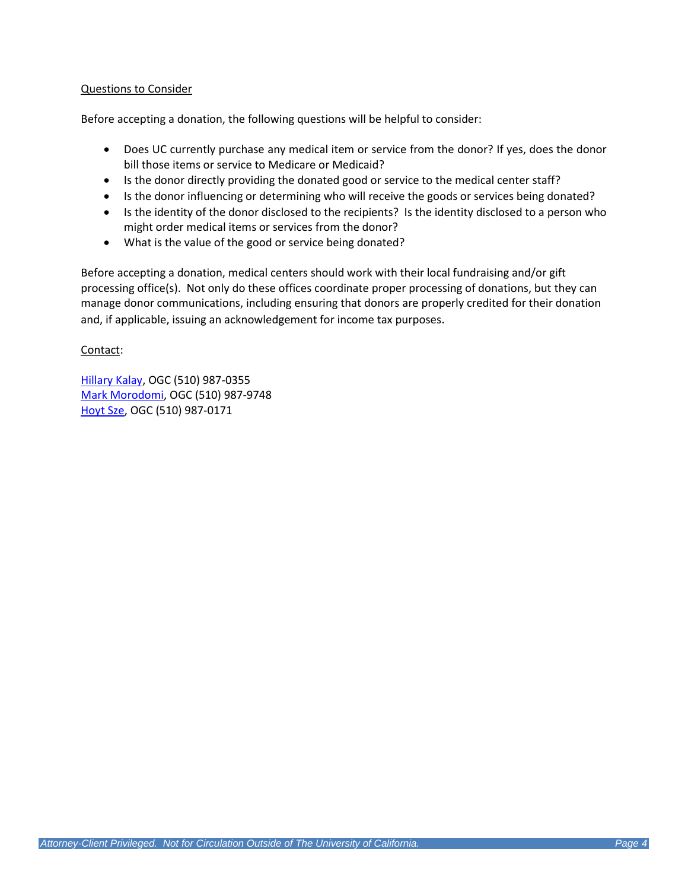Questions to Consider

Before accepting a donation, the following questions will be helpful to consider:

- Does UC currently purchase any medical item or service from the donor? If yes, does the donor bill those items or service to Medicare or Medicaid?
- Is the donor directly providing the donated good or service to the medical center staff?
- Is the donor influencing or determining who will receive the goods or services being donated?
- Is the identity of the donor disclosed to the recipients? Is the identity disclosed to a person who might order medical items or services from the donor?
- What is the value of the good or service being donated?

Before accepting a donation, medical centers should work with their local fundraising and/or gift processing office(s). Not only do these offices coordinate proper processing of donations, but they can manage donor communications, including ensuring that donors are properly credited for their donation and, if applicable, issuing an acknowledgement for income tax purposes.

Contact:

Hillary Kalay, OGC (510) 987-0355
Mark Morodomi, OGC (510) 987-9748
Hoyt Sze, OGC (510) 987-0171